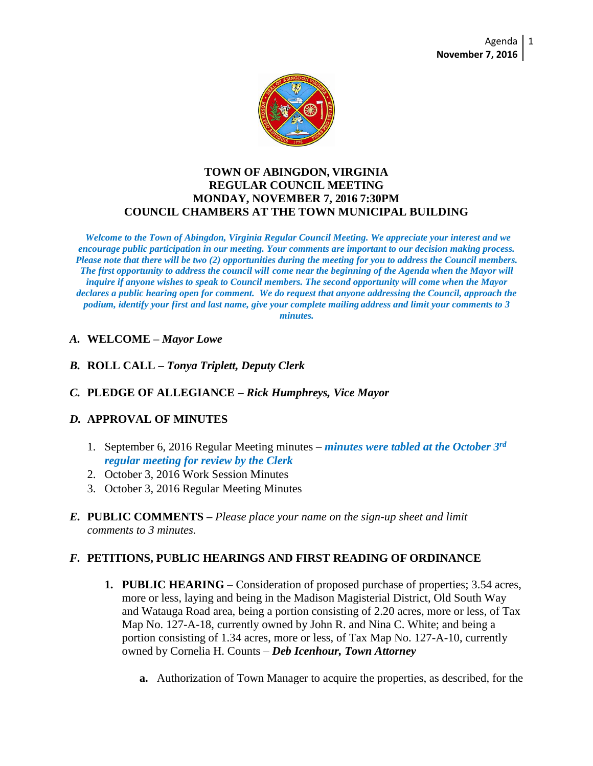# TOWN OF ABINGDON, VIRGINIA
## REGULAR COUNCIL MEETING
## MONDAY, NOVEMBER 7, 2016 7:30PM
## COUNCIL CHAMBERS AT THE TOWN MUNICIPAL BUILDING

***Welcome to the Town of Abingdon, Virginia Regular Council Meeting. We appreciate your interest and we encourage public participation in our meeting. Your comments are important to our decision making process. Please note that there will be two (2) opportunities during the meeting for you to address the Council members. The first opportunity to address the council will come near the beginning of the Agenda when the Mayor will inquire if anyone wishes to speak to Council members. The second opportunity will come when the Mayor declares a public hearing open for comment. We do request that anyone addressing the Council, approach the podium, identify your first and last name, give your complete mailing address and limit your comments to 3 minutes.***

***A.*** **WELCOME –** ***Mayor Lowe***

***B.*** **ROLL CALL –** ***Tonya Triplett, Deputy Clerk***

***C.*** **PLEDGE OF ALLEGIANCE –** ***Rick Humphreys, Vice Mayor***

***D.*** **APPROVAL OF MINUTES**

1. September 6, 2016 Regular Meeting minutes – ***minutes were tabled at the October 3rd regular meeting for review by the Clerk***
2. October 3, 2016 Work Session Minutes
3. October 3, 2016 Regular Meeting Minutes

***E.*** **PUBLIC COMMENTS –** *Please place your name on the sign-up sheet and limit comments to 3 minutes.*

***F.*** **PETITIONS, PUBLIC HEARINGS AND FIRST READING OF ORDINANCE**

1. **PUBLIC HEARING** – Consideration of proposed purchase of properties; 3.54 acres, more or less, laying and being in the Madison Magisterial District, Old South Way and Watauga Road area, being a portion consisting of 2.20 acres, more or less, of Tax Map No. 127-A-18, currently owned by John R. and Nina C. White; and being a portion consisting of 1.34 acres, more or less, of Tax Map No. 127-A-10, currently owned by Cornelia H. Counts – ***Deb Icenhour, Town Attorney***

   **a.** Authorization of Town Manager to acquire the properties, as described, for the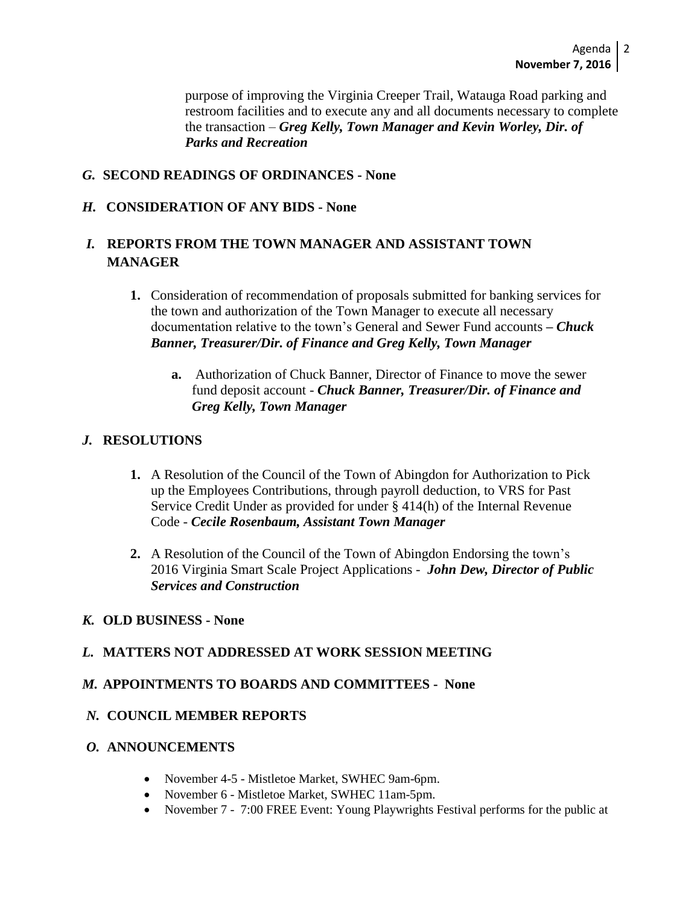purpose of improving the Virginia Creeper Trail, Watauga Road parking and restroom facilities and to execute any and all documents necessary to complete the transaction – ***Greg Kelly, Town Manager and Kevin Worley, Dir. of Parks and Recreation***

## *G.* SECOND READINGS OF ORDINANCES - None

## *H.* CONSIDERATION OF ANY BIDS - None

## *I.* REPORTS FROM THE TOWN MANAGER AND ASSISTANT TOWN MANAGER

1. Consideration of recommendation of proposals submitted for banking services for the town and authorization of the Town Manager to execute all necessary documentation relative to the town's General and Sewer Fund accounts **–** ***Chuck Banner, Treasurer/Dir. of Finance and Greg Kelly, Town Manager***

   a. Authorization of Chuck Banner, Director of Finance to move the sewer fund deposit account - ***Chuck Banner, Treasurer/Dir. of Finance and Greg Kelly, Town Manager***

## *J.* RESOLUTIONS

1. A Resolution of the Council of the Town of Abingdon for Authorization to Pick up the Employees Contributions, through payroll deduction, to VRS for Past Service Credit Under as provided for under § 414(h) of the Internal Revenue Code - ***Cecile Rosenbaum, Assistant Town Manager***

2. A Resolution of the Council of the Town of Abingdon Endorsing the town's 2016 Virginia Smart Scale Project Applications - ***John Dew, Director of Public Services and Construction***

## *K.* OLD BUSINESS - None

## *L.* MATTERS NOT ADDRESSED AT WORK SESSION MEETING

## *M.* APPOINTMENTS TO BOARDS AND COMMITTEES - None

## *N.* COUNCIL MEMBER REPORTS

## *O.* ANNOUNCEMENTS

- November 4-5 - Mistletoe Market, SWHEC 9am-6pm.
- November 6 - Mistletoe Market, SWHEC 11am-5pm.
- November 7 - 7:00 FREE Event: Young Playwrights Festival performs for the public at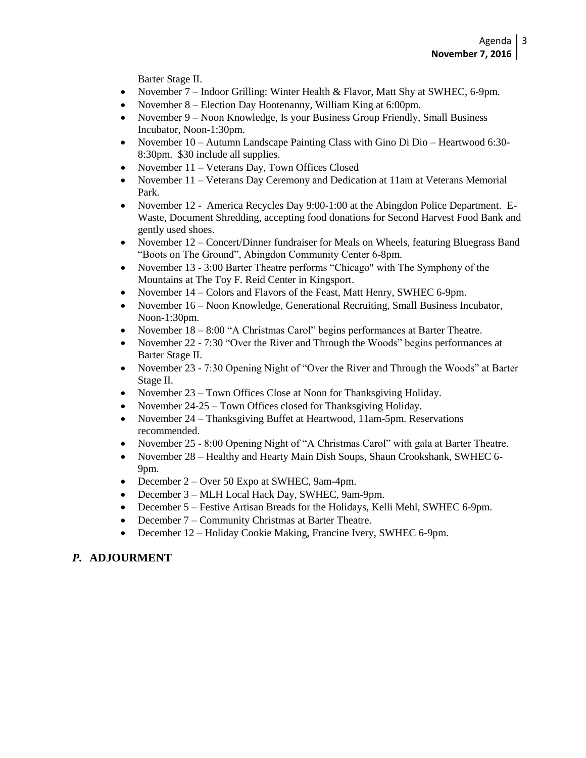Barter Stage II.

- November 7 – Indoor Grilling: Winter Health & Flavor, Matt Shy at SWHEC, 6-9pm.
- November 8 – Election Day Hootenanny, William King at 6:00pm.
- November 9 – Noon Knowledge, Is your Business Group Friendly, Small Business Incubator, Noon-1:30pm.
- November 10 – Autumn Landscape Painting Class with Gino Di Dio – Heartwood 6:30-8:30pm. $30 include all supplies.
- November 11 – Veterans Day, Town Offices Closed
- November 11 – Veterans Day Ceremony and Dedication at 11am at Veterans Memorial Park.
- November 12 - America Recycles Day 9:00-1:00 at the Abingdon Police Department. E-Waste, Document Shredding, accepting food donations for Second Harvest Food Bank and gently used shoes.
- November 12 – Concert/Dinner fundraiser for Meals on Wheels, featuring Bluegrass Band "Boots on The Ground", Abingdon Community Center 6-8pm.
- November 13 - 3:00 Barter Theatre performs "Chicago" with The Symphony of the Mountains at The Toy F. Reid Center in Kingsport.
- November 14 – Colors and Flavors of the Feast, Matt Henry, SWHEC 6-9pm.
- November 16 – Noon Knowledge, Generational Recruiting, Small Business Incubator, Noon-1:30pm.
- November 18 – 8:00 "A Christmas Carol" begins performances at Barter Theatre.
- November 22 - 7:30 "Over the River and Through the Woods" begins performances at Barter Stage II.
- November 23 - 7:30 Opening Night of "Over the River and Through the Woods" at Barter Stage II.
- November 23 – Town Offices Close at Noon for Thanksgiving Holiday.
- November 24-25 – Town Offices closed for Thanksgiving Holiday.
- November 24 – Thanksgiving Buffet at Heartwood, 11am-5pm. Reservations recommended.
- November 25 - 8:00 Opening Night of "A Christmas Carol" with gala at Barter Theatre.
- November 28 – Healthy and Hearty Main Dish Soups, Shaun Crookshank, SWHEC 6-9pm.
- December 2 – Over 50 Expo at SWHEC, 9am-4pm.
- December 3 – MLH Local Hack Day, SWHEC, 9am-9pm.
- December 5 – Festive Artisan Breads for the Holidays, Kelli Mehl, SWHEC 6-9pm.
- December 7 – Community Christmas at Barter Theatre.
- December 12 – Holiday Cookie Making, Francine Ivery, SWHEC 6-9pm.

## *P.* ADJOURMENT